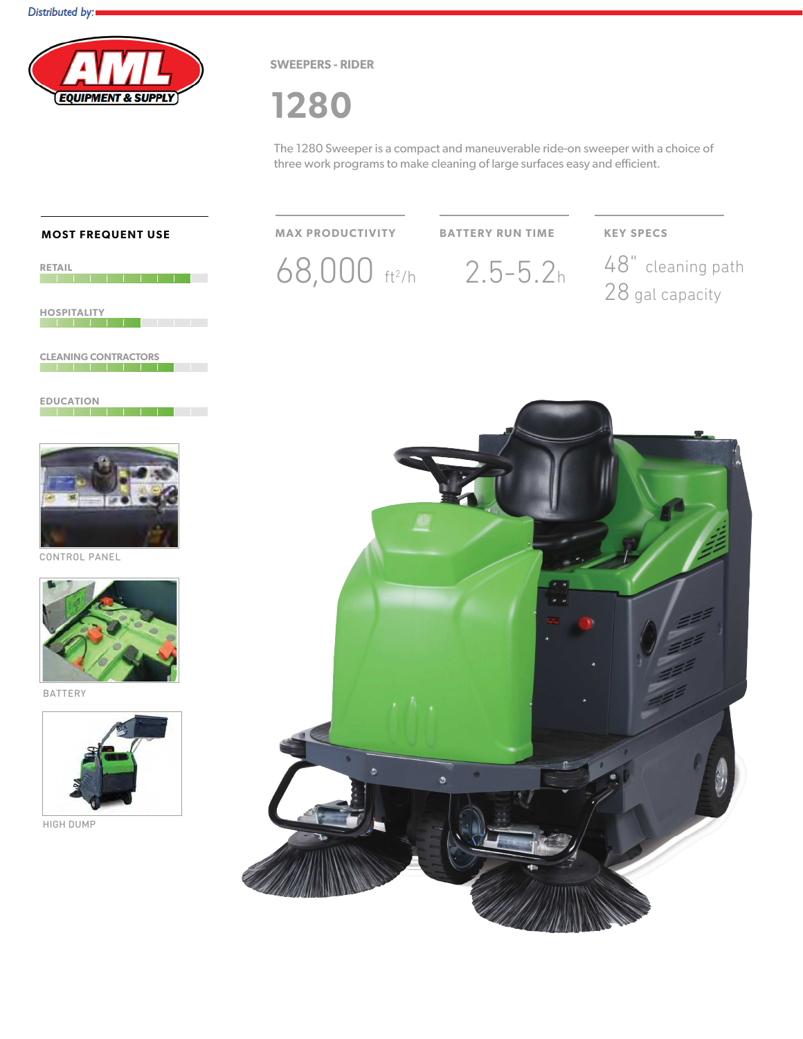Distributed by:

**AML EQUIPMENT & SUPPLY**

SWEEPERS - RIDER

# 1280

The 1280 Sweeper is a compact and maneuverable ride-on sweeper with a choice of three work programs to make cleaning of large surfaces easy and efficient.

## MOST FREQUENT USE

RETAIL

HOSPITALITY

CLEANING CONTRACTORS

EDUCATION

| MAX PRODUCTIVITY | BATTERY RUN TIME | KEY SPECS |
| --- | --- | --- |
| 68,000 ft²/h | 2.5-5.2h | 48" cleaning path<br>28 gal capacity |

CONTROL PANEL

BATTERY

HIGH DUMP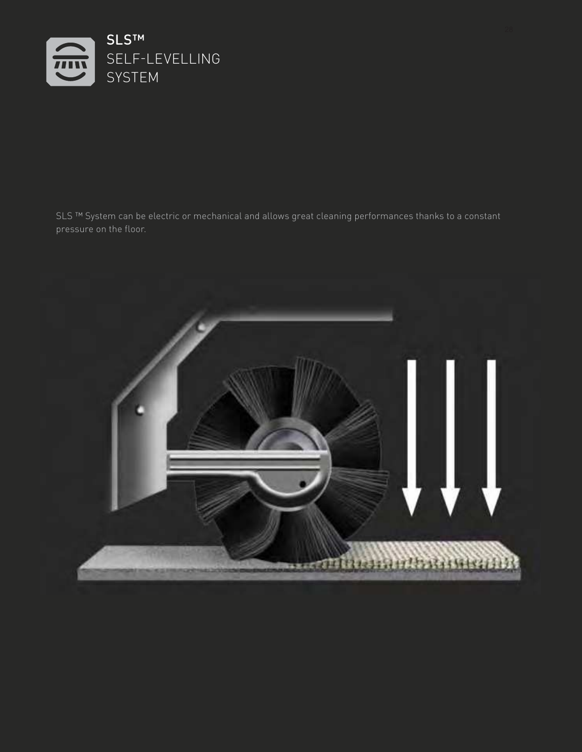# SLS™ SELF-LEVELLING SYSTEM

SLS ™ System can be electric or mechanical and allows great cleaning performances thanks to a constant pressure on the floor.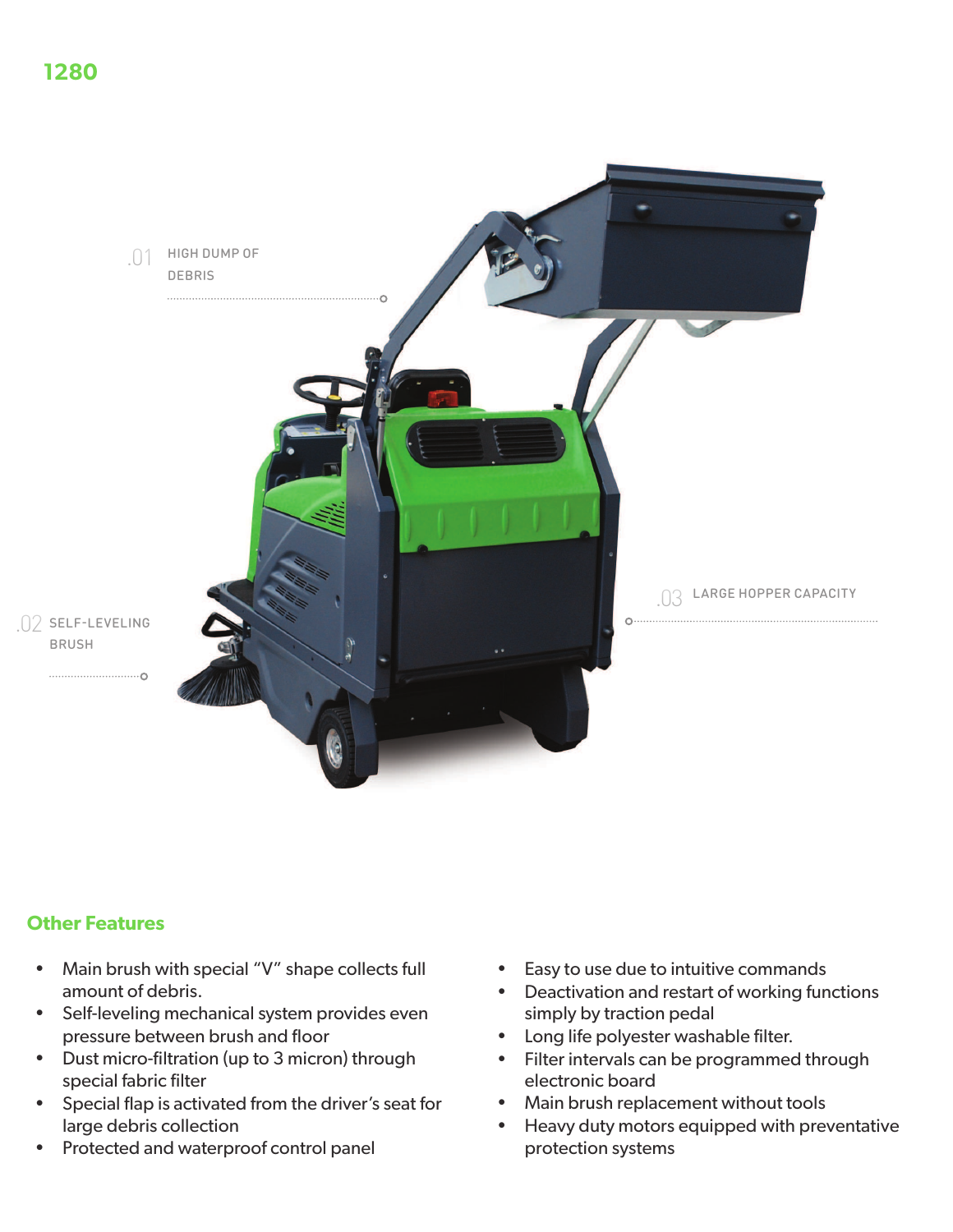## 1280

.01 HIGH DUMP OF DEBRIS

.02 SELF-LEVELING BRUSH

.03 LARGE HOPPER CAPACITY

### Other Features

- Main brush with special "V" shape collects full amount of debris.
- Self-leveling mechanical system provides even pressure between brush and floor
- Dust micro-filtration (up to 3 micron) through special fabric filter
- Special flap is activated from the driver's seat for large debris collection
- Protected and waterproof control panel
- Easy to use due to intuitive commands
- Deactivation and restart of working functions simply by traction pedal
- Long life polyester washable filter.
- Filter intervals can be programmed through electronic board
- Main brush replacement without tools
- Heavy duty motors equipped with preventative protection systems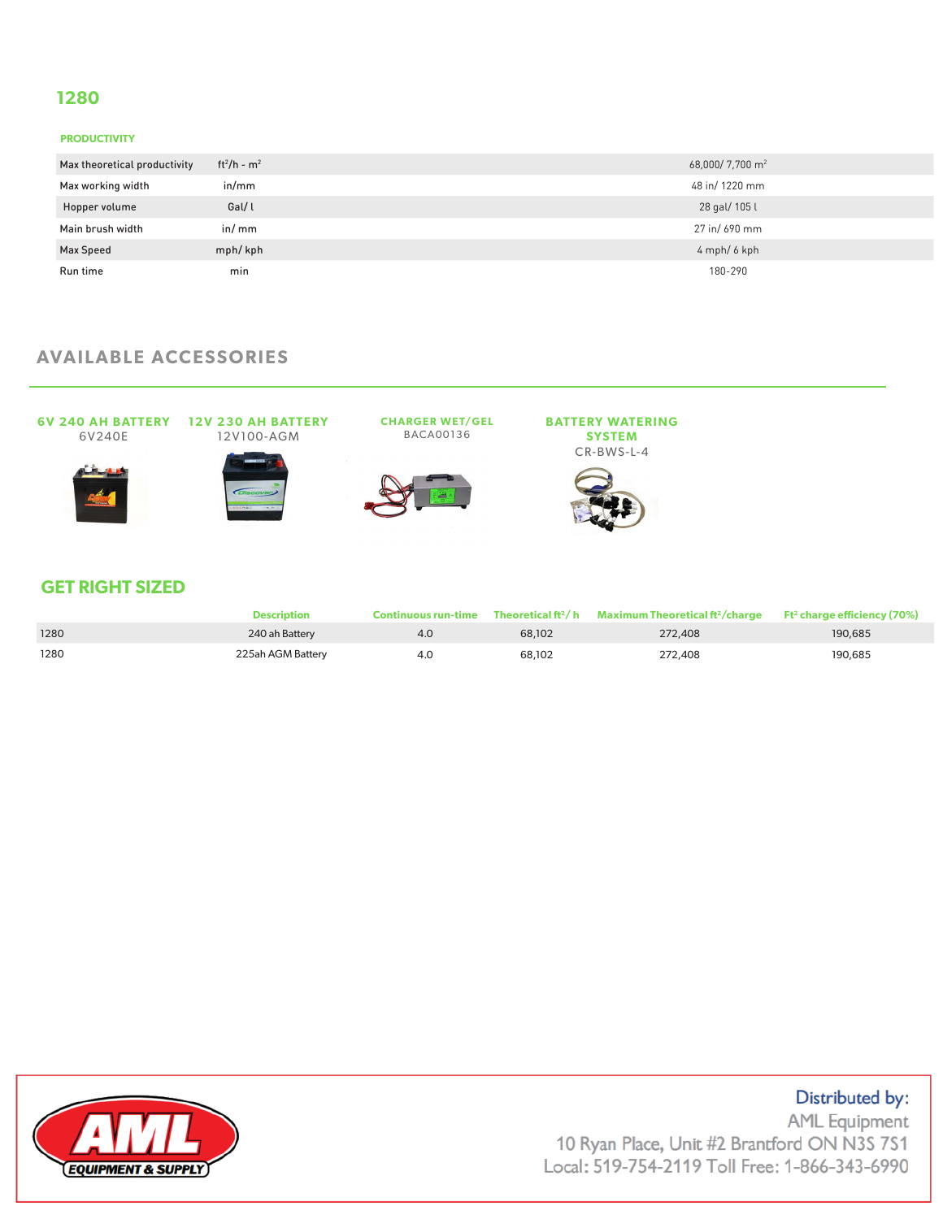# 1280

## PRODUCTIVITY

| | | |
|---|---|---|
| Max theoretical productivity | ft²/h - m² | 68,000/ 7,700 m² |
| Max working width | in/mm | 48 in/ 1220 mm |
| Hopper volume | Gal/ l | 28 gal/ 105 l |
| Main brush width | in/ mm | 27 in/ 690 mm |
| Max Speed | mph/ kph | 4 mph/ 6 kph |
| Run time | min | 180-290 |

## AVAILABLE ACCESSORIES

**6V 240 AH BATTERY**
6V240E

**12V 230 AH BATTERY**
12V100-AGM

**CHARGER WET/GEL**
BACA00136

**BATTERY WATERING SYSTEM**
CR-BWS-L-4

## GET RIGHT SIZED

| | Description | Continuous run-time | Theoretical ft²/ h | Maximum Theoretical ft²/charge | Ft² charge efficiency (70%) |
|---|---|---|---|---|---|
| 1280 | 240 ah Battery | 4.0 | 68,102 | 272,408 | 190,685 |
| 1280 | 225ah AGM Battery | 4.0 | 68,102 | 272,408 | 190,685 |

AML EQUIPMENT & SUPPLY

Distributed by:
AML Equipment
10 Ryan Place, Unit #2 Brantford ON N3S 7S1
Local: 519-754-2119 Toll Free: 1-866-343-6990